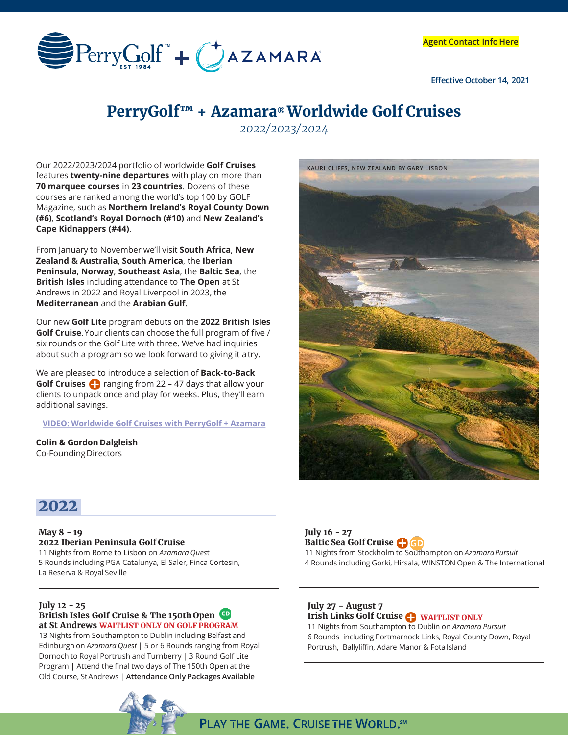Agent Contact Info Here

Effective October 14, 2021

# PerryGolf™ + Azamara® Worldwide Golf Cruises

*2022/2023/2024*

Our 2022/2023/2024 portfolio of worldwide **Golf Cruises** features **twenty-nine departures** with play on more than **70 marquee courses** in **23 countries**. Dozens of these courses are ranked among the world's top 100 by GOLF Magazine, such as **Northern Ireland's Royal County Down (#6)**, **Scotland's Royal Dornoch (#10)** and **New Zealand's Cape Kidnappers (#44)**.

From January to November we'll visit **South Africa**, **New Zealand & Australia**, **South America**, the **Iberian Peninsula**, **Norway**, **Southeast Asia**, the **Baltic Sea**, the **British Isles** including attendance to **The Open** at St Andrews in 2022 and Royal Liverpool in 2023, the **Mediterranean** and the **Arabian Gulf**.

Our new **Golf Lite** program debuts on the **2022 British Isles Golf Cruise**. Your clients can choose the full program of five / six rounds or the Golf Lite with three. We've had inquiries about such a program so we look forward to giving it a try.

We are pleased to introduce a selection of **Back-to-Back Golf Cruises** ➕ ranging from 22 – 47 days that allow your clients to unpack once and play for weeks. Plus, they'll earn additional savings.

VIDEO: Worldwide Golf Cruises with PerryGolf + Azamara

**Colin & Gordon Dalgleish**
Co-Founding Directors

KAURI CLIFFS, NEW ZEALAND BY GARY LISBON

## 2022

**May 8 - 19**
**2022 Iberian Peninsula Golf Cruise**
11 Nights from Rome to Lisbon on *Azamara Quest*
5 Rounds including PGA Catalunya, El Saler, Finca Cortesin, La Reserva & Royal Seville

**July 12 - 25**
**British Isles Golf Cruise & The 150th Open at St Andrews** (CD) **WAITLIST ONLY ON GOLF PROGRAM**
13 Nights from Southampton to Dublin including Belfast and Edinburgh on *Azamara Quest* | 5 or 6 Rounds ranging from Royal Dornoch to Royal Portrush and Turnberry | 3 Round Golf Lite Program | Attend the final two days of The 150th Open at the Old Course, St Andrews | **Attendance Only Packages Available**

**July 16 - 27**
**Baltic Sea Golf Cruise** ➕ (GD)
11 Nights from Stockholm to Southampton on *Azamara Pursuit*
4 Rounds including Gorki, Hirsala, WINSTON Open & The International

**July 27 - August 7**
**Irish Links Golf Cruise** ➕ **WAITLIST ONLY**
11 Nights from Southampton to Dublin on *Azamara Pursuit*
6 Rounds including Portmarnock Links, Royal County Down, Royal Portrush, Ballyliffin, Adare Manor & Fota Island

PLAY THE GAME. CRUISE THE WORLD.℠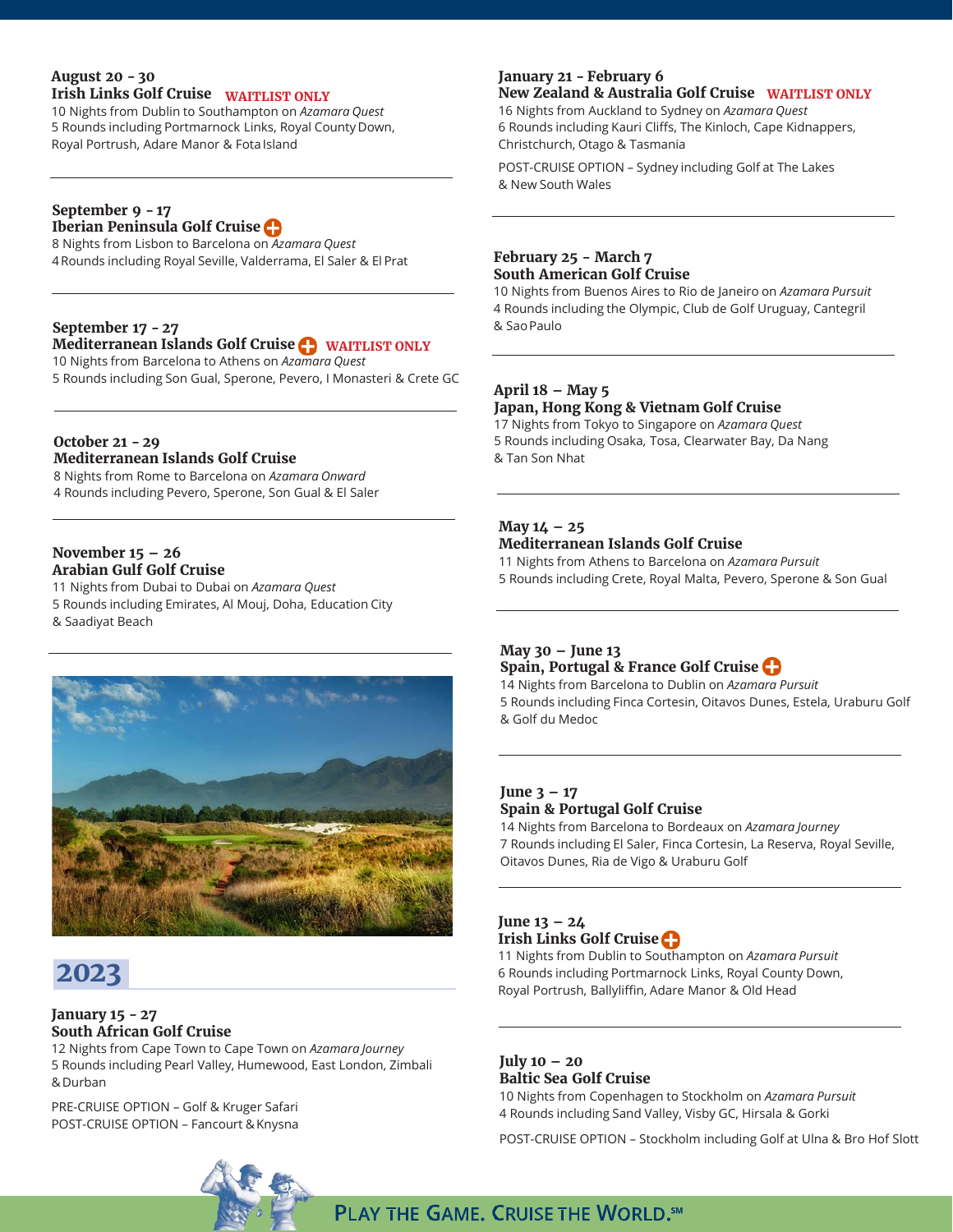**August 20 - 30**
**Irish Links Golf Cruise** WAITLIST ONLY
10 Nights from Dublin to Southampton on *Azamara Quest*
5 Rounds including Portmarnock Links, Royal County Down, Royal Portrush, Adare Manor & Fota Island

---

**September 9 - 17**
**Iberian Peninsula Golf Cruise**
8 Nights from Lisbon to Barcelona on *Azamara Quest*
4 Rounds including Royal Seville, Valderrama, El Saler & El Prat

---

**September 17 - 27**
**Mediterranean Islands Golf Cruise** WAITLIST ONLY
10 Nights from Barcelona to Athens on *Azamara Quest*
5 Rounds including Son Gual, Sperone, Pevero, I Monasteri & Crete GC

---

**October 21 - 29**
**Mediterranean Islands Golf Cruise**
8 Nights from Rome to Barcelona on *Azamara Onward*
4 Rounds including Pevero, Sperone, Son Gual & El Saler

---

**November 15 – 26**
**Arabian Gulf Golf Cruise**
11 Nights from Dubai to Dubai on *Azamara Quest*
5 Rounds including Emirates, Al Mouj, Doha, Education City & Saadiyat Beach

---

## 2023

**January 15 - 27**
**South African Golf Cruise**
12 Nights from Cape Town to Cape Town on *Azamara Journey*
5 Rounds including Pearl Valley, Humewood, East London, Zimbali & Durban

PRE-CRUISE OPTION – Golf & Kruger Safari
POST-CRUISE OPTION – Fancourt & Knysna

---

**January 21 - February 6**
**New Zealand & Australia Golf Cruise** WAITLIST ONLY
16 Nights from Auckland to Sydney on *Azamara Quest*
6 Rounds including Kauri Cliffs, The Kinloch, Cape Kidnappers, Christchurch, Otago & Tasmania

POST-CRUISE OPTION – Sydney including Golf at The Lakes & New South Wales

---

**February 25 - March 7**
**South American Golf Cruise**
10 Nights from Buenos Aires to Rio de Janeiro on *Azamara Pursuit*
4 Rounds including the Olympic, Club de Golf Uruguay, Cantegril & Sao Paulo

---

**April 18 – May 5**
**Japan, Hong Kong & Vietnam Golf Cruise**
17 Nights from Tokyo to Singapore on *Azamara Quest*
5 Rounds including Osaka, Tosa, Clearwater Bay, Da Nang & Tan Son Nhat

---

**May 14 – 25**
**Mediterranean Islands Golf Cruise**
11 Nights from Athens to Barcelona on *Azamara Pursuit*
5 Rounds including Crete, Royal Malta, Pevero, Sperone & Son Gual

---

**May 30 – June 13**
**Spain, Portugal & France Golf Cruise**
14 Nights from Barcelona to Dublin on *Azamara Pursuit*
5 Rounds including Finca Cortesin, Oitavos Dunes, Estela, Uraburu Golf & Golf du Medoc

---

**June 3 – 17**
**Spain & Portugal Golf Cruise**
14 Nights from Barcelona to Bordeaux on *Azamara Journey*
7 Rounds including El Saler, Finca Cortesin, La Reserva, Royal Seville, Oitavos Dunes, Ria de Vigo & Uraburu Golf

---

**June 13 – 24**
**Irish Links Golf Cruise**
11 Nights from Dublin to Southampton on *Azamara Pursuit*
6 Rounds including Portmarnock Links, Royal County Down, Royal Portrush, Ballyliffin, Adare Manor & Old Head

---

**July 10 – 20**
**Baltic Sea Golf Cruise**
10 Nights from Copenhagen to Stockholm on *Azamara Pursuit*
4 Rounds including Sand Valley, Visby GC, Hirsala & Gorki

POST-CRUISE OPTION – Stockholm including Golf at Ulna & Bro Hof Slott

PLAY THE GAME. CRUISE THE WORLD.℠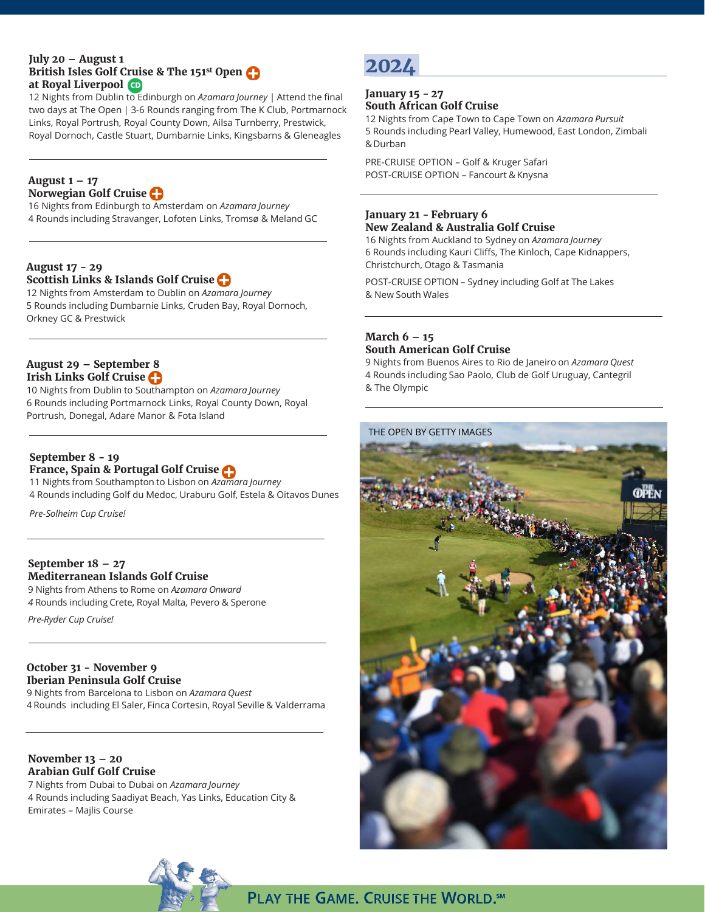**July 20 – August 1**
**British Isles Golf Cruise & The 151st Open at Royal Liverpool**
12 Nights from Dublin to Edinburgh on *Azamara Journey* | Attend the final two days at The Open | 3-6 Rounds ranging from The K Club, Portmarnock Links, Royal Portrush, Royal County Down, Ailsa Turnberry, Prestwick, Royal Dornoch, Castle Stuart, Dumbarnie Links, Kingsbarns & Gleneagles

---

**August 1 – 17**
**Norwegian Golf Cruise**
16 Nights from Edinburgh to Amsterdam on *Azamara Journey*
4 Rounds including Stravanger, Lofoten Links, Tromsø & Meland GC

---

**August 17 - 29**
**Scottish Links & Islands Golf Cruise**
12 Nights from Amsterdam to Dublin on *Azamara Journey*
5 Rounds including Dumbarnie Links, Cruden Bay, Royal Dornoch, Orkney GC & Prestwick

---

**August 29 – September 8**
**Irish Links Golf Cruise**
10 Nights from Dublin to Southampton on *Azamara Journey*
6 Rounds including Portmarnock Links, Royal County Down, Royal Portrush, Donegal, Adare Manor & Fota Island

---

**September 8 - 19**
**France, Spain & Portugal Golf Cruise**
11 Nights from Southampton to Lisbon on *Azamara Journey*
4 Rounds including Golf du Medoc, Uraburu Golf, Estela & Oitavos Dunes

*Pre-Solheim Cup Cruise!*

---

**September 18 – 27**
**Mediterranean Islands Golf Cruise**
9 Nights from Athens to Rome on *Azamara Onward*
*4* Rounds including Crete, Royal Malta, Pevero & Sperone

*Pre-Ryder Cup Cruise!*

---

**October 31 - November 9**
**Iberian Peninsula Golf Cruise**
9 Nights from Barcelona to Lisbon on *Azamara Quest*
4 Rounds including El Saler, Finca Cortesin, Royal Seville & Valderrama

---

**November 13 – 20**
**Arabian Gulf Golf Cruise**
7 Nights from Dubai to Dubai on *Azamara Journey*
4 Rounds including Saadiyat Beach, Yas Links, Education City & Emirates – Majlis Course

## 2024

**January 15 - 27**
**South African Golf Cruise**
12 Nights from Cape Town to Cape Town on *Azamara Pursuit*
5 Rounds including Pearl Valley, Humewood, East London, Zimbali & Durban

PRE-CRUISE OPTION – Golf & Kruger Safari
POST-CRUISE OPTION – Fancourt & Knysna

---

**January 21 - February 6**
**New Zealand & Australia Golf Cruise**
16 Nights from Auckland to Sydney on *Azamara Journey*
6 Rounds including Kauri Cliffs, The Kinloch, Cape Kidnappers, Christchurch, Otago & Tasmania

POST-CRUISE OPTION – Sydney including Golf at The Lakes & New South Wales

---

**March 6 – 15**
**South American Golf Cruise**
9 Nights from Buenos Aires to Rio de Janeiro on *Azamara Quest*
4 Rounds including Sao Paolo, Club de Golf Uruguay, Cantegril & The Olympic

---

THE OPEN BY GETTY IMAGES

PLAY THE GAME. CRUISE THE WORLD.℠